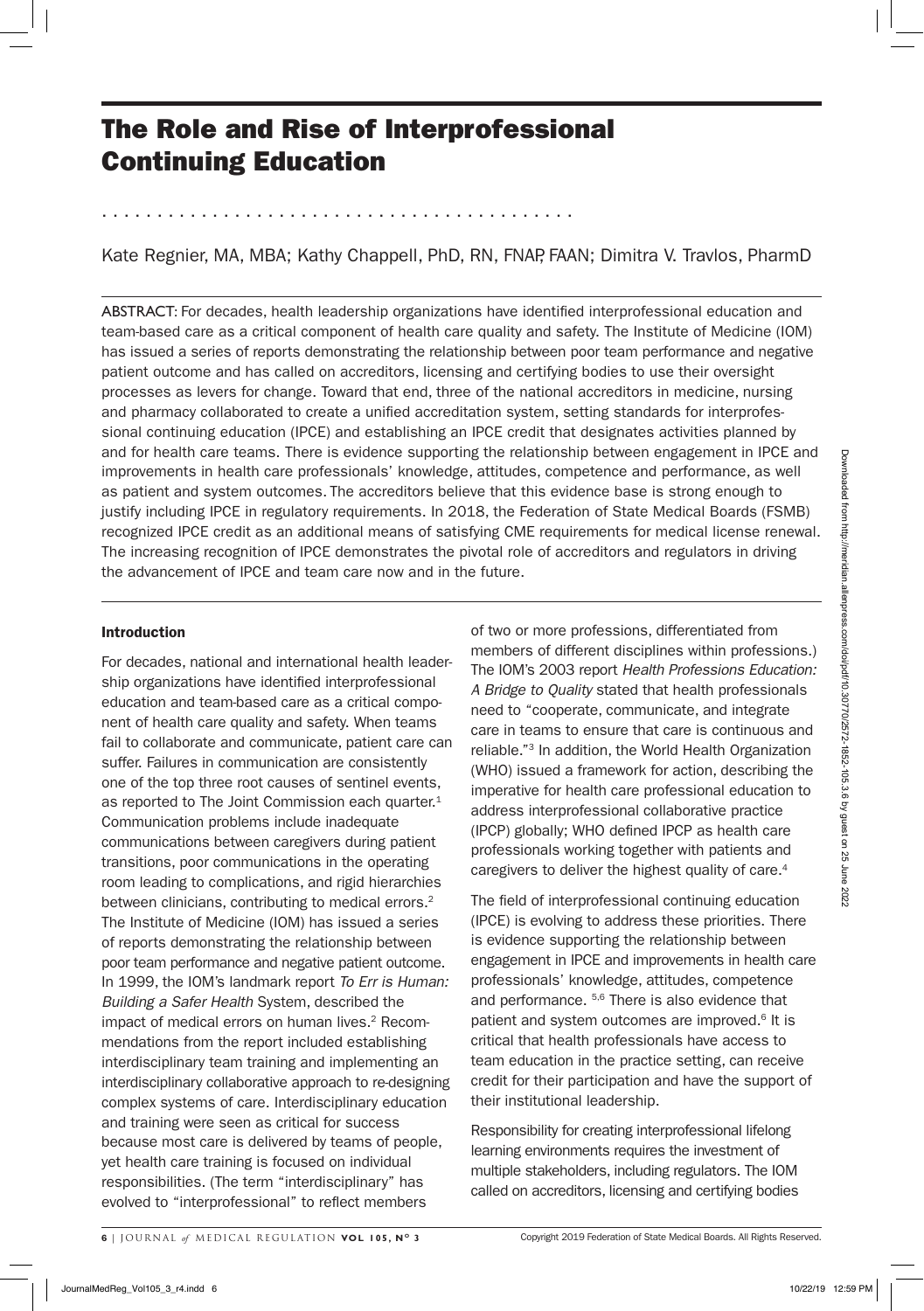# The Role and Rise of Interprofessional Continuing Education

Kate Regnier, MA, MBA; Kathy Chappell, PhD, RN, FNAP, FAAN; Dimitra V. Travlos, PharmD

ABSTRACT: For decades, health leadership organizations have identified interprofessional education and team-based care as a critical component of health care quality and safety. The Institute of Medicine (IOM) has issued a series of reports demonstrating the relationship between poor team performance and negative patient outcome and has called on accreditors, licensing and certifying bodies to use their oversight processes as levers for change. Toward that end, three of the national accreditors in medicine, nursing and pharmacy collaborated to create a unified accreditation system, setting standards for interprofessional continuing education (IPCE) and establishing an IPCE credit that designates activities planned by and for health care teams. There is evidence supporting the relationship between engagement in IPCE and improvements in health care professionals' knowledge, attitudes, competence and performance, as well as patient and system outcomes. The accreditors believe that this evidence base is strong enough to justify including IPCE in regulatory requirements. In 2018, the Federation of State Medical Boards (FSMB) recognized IPCE credit as an additional means of satisfying CME requirements for medical license renewal. The increasing recognition of IPCE demonstrates the pivotal role of accreditors and regulators in driving the advancement of IPCE and team care now and in the future.

## Introduction

For decades, national and international health leadership organizations have identified interprofessional education and team-based care as a critical component of health care quality and safety. When teams fail to collaborate and communicate, patient care can suffer. Failures in communication are consistently one of the top three root causes of sentinel events, as reported to The Joint Commission each quarter.[1] Communication problems include inadequate communications between caregivers during patient transitions, poor communications in the operating room leading to complications, and rigid hierarchies between clinicians, contributing to medical errors.[2] The Institute of Medicine (IOM) has issued a series of reports demonstrating the relationship between poor team performance and negative patient outcome. In 1999, the IOM's landmark report *To Err is Human: Building a Safer Health* System, described the impact of medical errors on human lives.[2] Recommendations from the report included establishing interdisciplinary team training and implementing an interdisciplinary collaborative approach to re-designing complex systems of care. Interdisciplinary education and training were seen as critical for success because most care is delivered by teams of people, yet health care training is focused on individual responsibilities. (The term "interdisciplinary" has evolved to "interprofessional" to reflect members of two or more professions, differentiated from members of different disciplines within professions.) The IOM's 2003 report *Health Professions Education: A Bridge to Quality* stated that health professionals need to "cooperate, communicate, and integrate care in teams to ensure that care is continuous and reliable."[3] In addition, the World Health Organization (WHO) issued a framework for action, describing the imperative for health care professional education to address interprofessional collaborative practice (IPCP) globally; WHO defined IPCP as health care professionals working together with patients and caregivers to deliver the highest quality of care.[4]

The field of interprofessional continuing education (IPCE) is evolving to address these priorities. There is evidence supporting the relationship between engagement in IPCE and improvements in health care professionals' knowledge, attitudes, competence and performance. [5,6] There is also evidence that patient and system outcomes are improved.[6] It is critical that health professionals have access to team education in the practice setting, can receive credit for their participation and have the support of their institutional leadership.

Responsibility for creating interprofessional lifelong learning environments requires the investment of multiple stakeholders, including regulators. The IOM called on accreditors, licensing and certifying bodies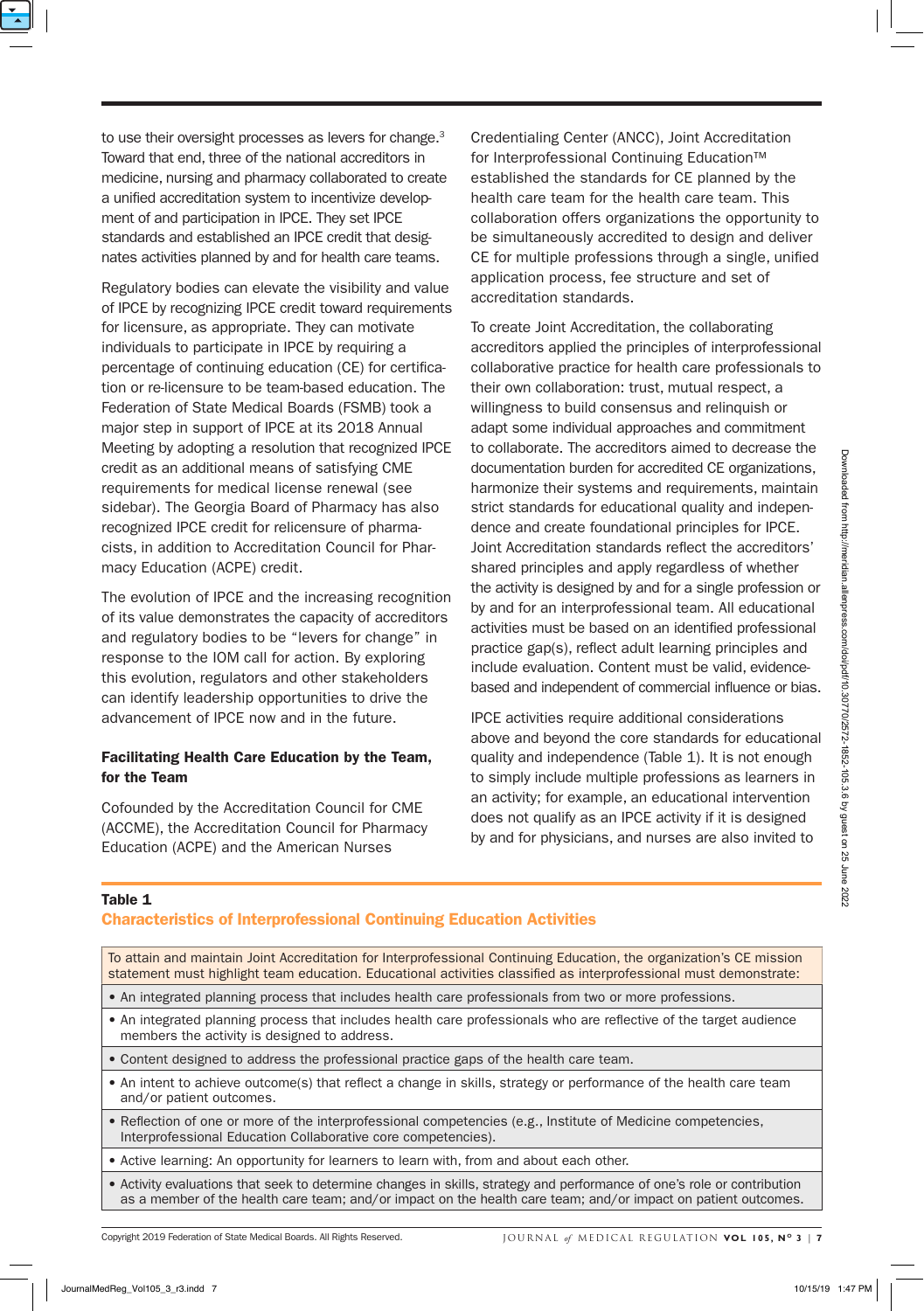to use their oversight processes as levers for change.[3] Toward that end, three of the national accreditors in medicine, nursing and pharmacy collaborated to create a unified accreditation system to incentivize development of and participation in IPCE. They set IPCE standards and established an IPCE credit that designates activities planned by and for health care teams.

Regulatory bodies can elevate the visibility and value of IPCE by recognizing IPCE credit toward requirements for licensure, as appropriate. They can motivate individuals to participate in IPCE by requiring a percentage of continuing education (CE) for certification or re-licensure to be team-based education. The Federation of State Medical Boards (FSMB) took a major step in support of IPCE at its 2018 Annual Meeting by adopting a resolution that recognized IPCE credit as an additional means of satisfying CME requirements for medical license renewal (see sidebar). The Georgia Board of Pharmacy has also recognized IPCE credit for relicensure of pharmacists, in addition to Accreditation Council for Pharmacy Education (ACPE) credit.

The evolution of IPCE and the increasing recognition of its value demonstrates the capacity of accreditors and regulatory bodies to be "levers for change" in response to the IOM call for action. By exploring this evolution, regulators and other stakeholders can identify leadership opportunities to drive the advancement of IPCE now and in the future.

## Facilitating Health Care Education by the Team, for the Team

Cofounded by the Accreditation Council for CME (ACCME), the Accreditation Council for Pharmacy Education (ACPE) and the American Nurses Credentialing Center (ANCC), Joint Accreditation for Interprofessional Continuing Education™ established the standards for CE planned by the health care team for the health care team. This collaboration offers organizations the opportunity to be simultaneously accredited to design and deliver CE for multiple professions through a single, unified application process, fee structure and set of accreditation standards.

To create Joint Accreditation, the collaborating accreditors applied the principles of interprofessional collaborative practice for health care professionals to their own collaboration: trust, mutual respect, a willingness to build consensus and relinquish or adapt some individual approaches and commitment to collaborate. The accreditors aimed to decrease the documentation burden for accredited CE organizations, harmonize their systems and requirements, maintain strict standards for educational quality and independence and create foundational principles for IPCE. Joint Accreditation standards reflect the accreditors' shared principles and apply regardless of whether the activity is designed by and for a single profession or by and for an interprofessional team. All educational activities must be based on an identified professional practice gap(s), reflect adult learning principles and include evaluation. Content must be valid, evidence-based and independent of commercial influence or bias.

IPCE activities require additional considerations above and beyond the core standards for educational quality and independence (Table 1). It is not enough to simply include multiple professions as learners in an activity; for example, an educational intervention does not qualify as an IPCE activity if it is designed by and for physicians, and nurses are also invited to

**Table 1**
**Characteristics of Interprofessional Continuing Education Activities**

| To attain and maintain Joint Accreditation for Interprofessional Continuing Education, the organization's CE mission statement must highlight team education. Educational activities classified as interprofessional must demonstrate: |
|---|
| • An integrated planning process that includes health care professionals from two or more professions. |
| • An integrated planning process that includes health care professionals who are reflective of the target audience members the activity is designed to address. |
| • Content designed to address the professional practice gaps of the health care team. |
| • An intent to achieve outcome(s) that reflect a change in skills, strategy or performance of the health care team and/or patient outcomes. |
| • Reflection of one or more of the interprofessional competencies (e.g., Institute of Medicine competencies, Interprofessional Education Collaborative core competencies). |
| • Active learning: An opportunity for learners to learn with, from and about each other. |
| • Activity evaluations that seek to determine changes in skills, strategy and performance of one's role or contribution as a member of the health care team; and/or impact on the health care team; and/or impact on patient outcomes. |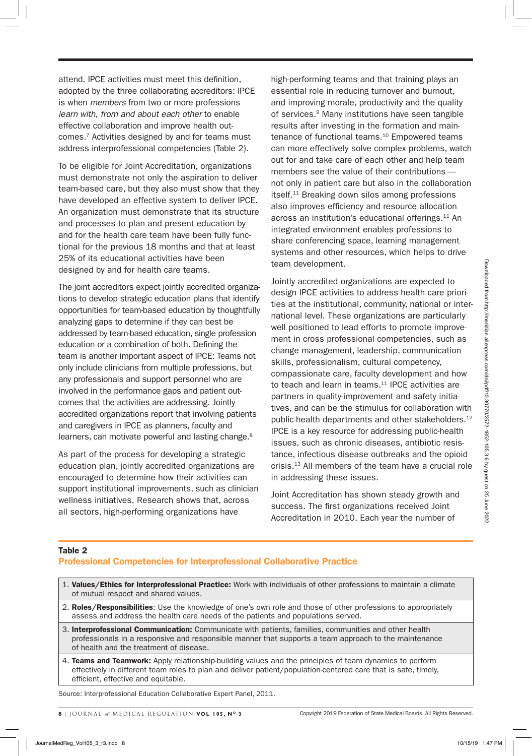attend. IPCE activities must meet this definition, adopted by the three collaborating accreditors: IPCE is when *members* from two or more professions *learn with, from and about each other* to enable effective collaboration and improve health outcomes.[7] Activities designed by and for teams must address interprofessional competencies (Table 2).

To be eligible for Joint Accreditation, organizations must demonstrate not only the aspiration to deliver team-based care, but they also must show that they have developed an effective system to deliver IPCE. An organization must demonstrate that its structure and processes to plan and present education by and for the health care team have been fully functional for the previous 18 months and that at least 25% of its educational activities have been designed by and for health care teams.

The joint accreditors expect jointly accredited organizations to develop strategic education plans that identify opportunities for team-based education by thoughtfully analyzing gaps to determine if they can best be addressed by team-based education, single profession education or a combination of both. Defining the team is another important aspect of IPCE: Teams not only include clinicians from multiple professions, but any professionals and support personnel who are involved in the performance gaps and patient outcomes that the activities are addressing. Jointly accredited organizations report that involving patients and caregivers in IPCE as planners, faculty and learners, can motivate powerful and lasting change.[8]

As part of the process for developing a strategic education plan, jointly accredited organizations are encouraged to determine how their activities can support institutional improvements, such as clinician wellness initiatives. Research shows that, across all sectors, high-performing organizations have high-performing teams and that training plays an essential role in reducing turnover and burnout, and improving morale, productivity and the quality of services.[9] Many institutions have seen tangible results after investing in the formation and maintenance of functional teams.[10] Empowered teams can more effectively solve complex problems, watch out for and take care of each other and help team members see the value of their contributions—not only in patient care but also in the collaboration itself.[11] Breaking down silos among professions also improves efficiency and resource allocation across an institution's educational offerings.[11] An integrated environment enables professions to share conferencing space, learning management systems and other resources, which helps to drive team development.

Jointly accredited organizations are expected to design IPCE activities to address health care priorities at the institutional, community, national or international level. These organizations are particularly well positioned to lead efforts to promote improvement in cross professional competencies, such as change management, leadership, communication skills, professionalism, cultural competency, compassionate care, faculty development and how to teach and learn in teams.[11] IPCE activities are partners in quality-improvement and safety initiatives, and can be the stimulus for collaboration with public-health departments and other stakeholders.[12] IPCE is a key resource for addressing public-health issues, such as chronic diseases, antibiotic resistance, infectious disease outbreaks and the opioid crisis.[13] All members of the team have a crucial role in addressing these issues.

Joint Accreditation has shown steady growth and success. The first organizations received Joint Accreditation in 2010. Each year the number of

**Table 2**
**Professional Competencies for Interprofessional Collaborative Practice**

| |
|---|
| 1. **Values/Ethics for Interprofessional Practice:** Work with individuals of other professions to maintain a climate of mutual respect and shared values. |
| 2. **Roles/Responsibilities**: Use the knowledge of one's own role and those of other professions to appropriately assess and address the health care needs of the patients and populations served. |
| 3. **Interprofessional Communication:** Communicate with patients, families, communities and other health professionals in a responsive and responsible manner that supports a team approach to the maintenance of health and the treatment of disease. |
| 4. **Teams and Teamwork:** Apply relationship-building values and the principles of team dynamics to perform effectively in different team roles to plan and deliver patient/population-centered care that is safe, timely, efficient, effective and equitable. |

Source: Interprofessional Education Collaborative Expert Panel, 2011.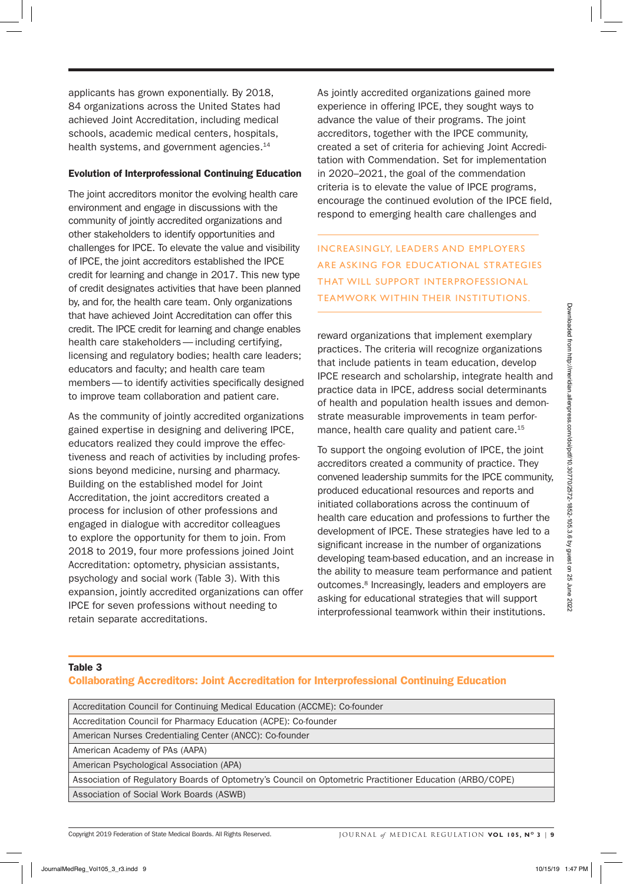applicants has grown exponentially. By 2018, 84 organizations across the United States had achieved Joint Accreditation, including medical schools, academic medical centers, hospitals, health systems, and government agencies.[14]

### Evolution of Interprofessional Continuing Education

The joint accreditors monitor the evolving health care environment and engage in discussions with the community of jointly accredited organizations and other stakeholders to identify opportunities and challenges for IPCE. To elevate the value and visibility of IPCE, the joint accreditors established the IPCE credit for learning and change in 2017. This new type of credit designates activities that have been planned by, and for, the health care team. Only organizations that have achieved Joint Accreditation can offer this credit. The IPCE credit for learning and change enables health care stakeholders — including certifying, licensing and regulatory bodies; health care leaders; educators and faculty; and health care team members — to identify activities specifically designed to improve team collaboration and patient care.

As the community of jointly accredited organizations gained expertise in designing and delivering IPCE, educators realized they could improve the effectiveness and reach of activities by including professions beyond medicine, nursing and pharmacy. Building on the established model for Joint Accreditation, the joint accreditors created a process for inclusion of other professions and engaged in dialogue with accreditor colleagues to explore the opportunity for them to join. From 2018 to 2019, four more professions joined Joint Accreditation: optometry, physician assistants, psychology and social work (Table 3). With this expansion, jointly accredited organizations can offer IPCE for seven professions without needing to retain separate accreditations.

As jointly accredited organizations gained more experience in offering IPCE, they sought ways to advance the value of their programs. The joint accreditors, together with the IPCE community, created a set of criteria for achieving Joint Accreditation with Commendation. Set for implementation in 2020–2021, the goal of the commendation criteria is to elevate the value of IPCE programs, encourage the continued evolution of the IPCE field, respond to emerging health care challenges and reward organizations that implement exemplary practices. The criteria will recognize organizations that include patients in team education, develop IPCE research and scholarship, integrate health and practice data in IPCE, address social determinants of health and population health issues and demonstrate measurable improvements in team performance, health care quality and patient care.[15]

To support the ongoing evolution of IPCE, the joint accreditors created a community of practice. They convened leadership summits for the IPCE community, produced educational resources and reports and initiated collaborations across the continuum of health care education and professions to further the development of IPCE. These strategies have led to a significant increase in the number of organizations developing team-based education, and an increase in the ability to measure team performance and patient outcomes.[8] Increasingly, leaders and employers are asking for educational strategies that will support interprofessional teamwork within their institutions.

**Table 3**
**Collaborating Accreditors: Joint Accreditation for Interprofessional Continuing Education**

| Accreditor |
|---|
| Accreditation Council for Continuing Medical Education (ACCME): Co-founder |
| Accreditation Council for Pharmacy Education (ACPE): Co-founder |
| American Nurses Credentialing Center (ANCC): Co-founder |
| American Academy of PAs (AAPA) |
| American Psychological Association (APA) |
| Association of Regulatory Boards of Optometry's Council on Optometric Practitioner Education (ARBO/COPE) |
| Association of Social Work Boards (ASWB) |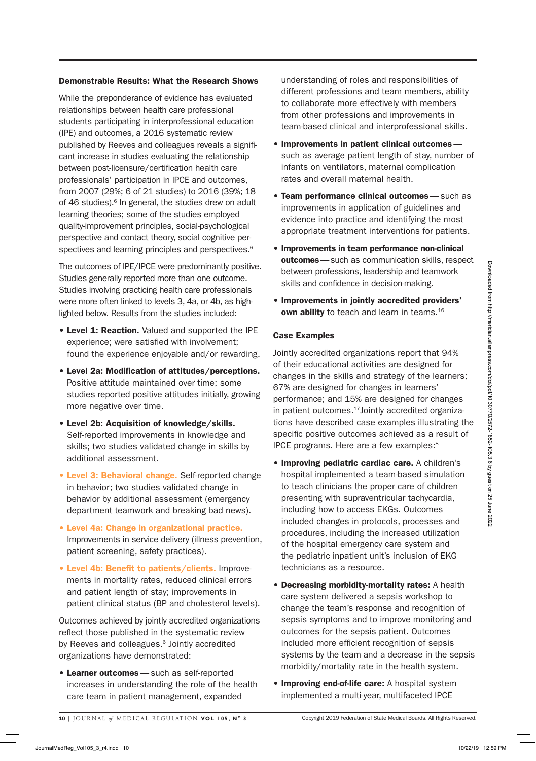### Demonstrable Results: What the Research Shows

While the preponderance of evidence has evaluated relationships between health care professional students participating in interprofessional education (IPE) and outcomes, a 2016 systematic review published by Reeves and colleagues reveals a significant increase in studies evaluating the relationship between post-licensure/certification health care professionals' participation in IPCE and outcomes, from 2007 (29%; 6 of 21 studies) to 2016 (39%; 18 of 46 studies).[6] In general, the studies drew on adult learning theories; some of the studies employed quality-improvement principles, social-psychological perspective and contact theory, social cognitive perspectives and learning principles and perspectives.[6]

The outcomes of IPE/IPCE were predominantly positive. Studies generally reported more than one outcome. Studies involving practicing health care professionals were more often linked to levels 3, 4a, or 4b, as highlighted below. Results from the studies included:

- **Level 1: Reaction.** Valued and supported the IPE experience; were satisfied with involvement; found the experience enjoyable and/or rewarding.
- **Level 2a: Modification of attitudes/perceptions.** Positive attitude maintained over time; some studies reported positive attitudes initially, growing more negative over time.
- **Level 2b: Acquisition of knowledge/skills.** Self-reported improvements in knowledge and skills; two studies validated change in skills by additional assessment.
- **Level 3: Behavioral change.** Self-reported change in behavior; two studies validated change in behavior by additional assessment (emergency department teamwork and breaking bad news).
- **Level 4a: Change in organizational practice.** Improvements in service delivery (illness prevention, patient screening, safety practices).
- **Level 4b: Benefit to patients/clients.** Improvements in mortality rates, reduced clinical errors and patient length of stay; improvements in patient clinical status (BP and cholesterol levels).

Outcomes achieved by jointly accredited organizations reflect those published in the systematic review by Reeves and colleagues.[6] Jointly accredited organizations have demonstrated:

- **Learner outcomes** — such as self-reported increases in understanding the role of the health care team in patient management, expanded understanding of roles and responsibilities of different professions and team members, ability to collaborate more effectively with members from other professions and improvements in team-based clinical and interprofessional skills.
- **Improvements in patient clinical outcomes** — such as average patient length of stay, number of infants on ventilators, maternal complication rates and overall maternal health.
- **Team performance clinical outcomes** — such as improvements in application of guidelines and evidence into practice and identifying the most appropriate treatment interventions for patients.
- **Improvements in team performance non-clinical outcomes** — such as communication skills, respect between professions, leadership and teamwork skills and confidence in decision-making.
- **Improvements in jointly accredited providers' own ability** to teach and learn in teams.[16]

### Case Examples

Jointly accredited organizations report that 94% of their educational activities are designed for changes in the skills and strategy of the learners; 67% are designed for changes in learners' performance; and 15% are designed for changes in patient outcomes.[17] Jointly accredited organizations have described case examples illustrating the specific positive outcomes achieved as a result of IPCE programs. Here are a few examples:[8]

- **Improving pediatric cardiac care.** A children's hospital implemented a team-based simulation to teach clinicians the proper care of children presenting with supraventricular tachycardia, including how to access EKGs. Outcomes included changes in protocols, processes and procedures, including the increased utilization of the hospital emergency care system and the pediatric inpatient unit's inclusion of EKG technicians as a resource.
- **Decreasing morbidity-mortality rates:** A health care system delivered a sepsis workshop to change the team's response and recognition of sepsis symptoms and to improve monitoring and outcomes for the sepsis patient. Outcomes included more efficient recognition of sepsis systems by the team and a decrease in the sepsis morbidity/mortality rate in the health system.
- **Improving end-of-life care:** A hospital system implemented a multi-year, multifaceted IPCE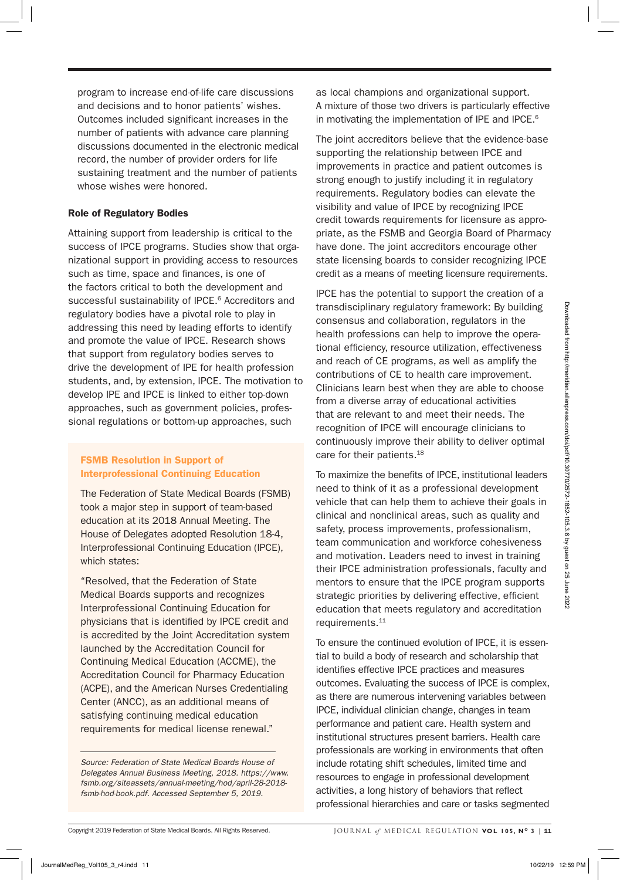program to increase end-of-life care discussions and decisions and to honor patients' wishes. Outcomes included significant increases in the number of patients with advance care planning discussions documented in the electronic medical record, the number of provider orders for life sustaining treatment and the number of patients whose wishes were honored.

### Role of Regulatory Bodies

Attaining support from leadership is critical to the success of IPCE programs. Studies show that organizational support in providing access to resources such as time, space and finances, is one of the factors critical to both the development and successful sustainability of IPCE.[6] Accreditors and regulatory bodies have a pivotal role to play in addressing this need by leading efforts to identify and promote the value of IPCE. Research shows that support from regulatory bodies serves to drive the development of IPE for health profession students, and, by extension, IPCE. The motivation to develop IPE and IPCE is linked to either top-down approaches, such as government policies, professional regulations or bottom-up approaches, such as local champions and organizational support. A mixture of those two drivers is particularly effective in motivating the implementation of IPE and IPCE.[6]

> **FSMB Resolution in Support of Interprofessional Continuing Education**
>
> The Federation of State Medical Boards (FSMB) took a major step in support of team-based education at its 2018 Annual Meeting. The House of Delegates adopted Resolution 18-4, Interprofessional Continuing Education (IPCE), which states:
>
> "Resolved, that the Federation of State Medical Boards supports and recognizes Interprofessional Continuing Education for physicians that is identified by IPCE credit and is accredited by the Joint Accreditation system launched by the Accreditation Council for Continuing Medical Education (ACCME), the Accreditation Council for Pharmacy Education (ACPE), and the American Nurses Credentialing Center (ANCC), as an additional means of satisfying continuing medical education requirements for medical license renewal."
>
> *Source: Federation of State Medical Boards House of Delegates Annual Business Meeting, 2018. https://www.fsmb.org/siteassets/annual-meeting/hod/april-28-2018-fsmb-hod-book.pdf. Accessed September 5, 2019.*

The joint accreditors believe that the evidence-base supporting the relationship between IPCE and improvements in practice and patient outcomes is strong enough to justify including it in regulatory requirements. Regulatory bodies can elevate the visibility and value of IPCE by recognizing IPCE credit towards requirements for licensure as appropriate, as the FSMB and Georgia Board of Pharmacy have done. The joint accreditors encourage other state licensing boards to consider recognizing IPCE credit as a means of meeting licensure requirements.

IPCE has the potential to support the creation of a transdisciplinary regulatory framework: By building consensus and collaboration, regulators in the health professions can help to improve the operational efficiency, resource utilization, effectiveness and reach of CE programs, as well as amplify the contributions of CE to health care improvement. Clinicians learn best when they are able to choose from a diverse array of educational activities that are relevant to and meet their needs. The recognition of IPCE will encourage clinicians to continuously improve their ability to deliver optimal care for their patients.[18]

To maximize the benefits of IPCE, institutional leaders need to think of it as a professional development vehicle that can help them to achieve their goals in clinical and nonclinical areas, such as quality and safety, process improvements, professionalism, team communication and workforce cohesiveness and motivation. Leaders need to invest in training their IPCE administration professionals, faculty and mentors to ensure that the IPCE program supports strategic priorities by delivering effective, efficient education that meets regulatory and accreditation requirements.[11]

To ensure the continued evolution of IPCE, it is essential to build a body of research and scholarship that identifies effective IPCE practices and measures outcomes. Evaluating the success of IPCE is complex, as there are numerous intervening variables between IPCE, individual clinician change, changes in team performance and patient care. Health system and institutional structures present barriers. Health care professionals are working in environments that often include rotating shift schedules, limited time and resources to engage in professional development activities, a long history of behaviors that reflect professional hierarchies and care or tasks segmented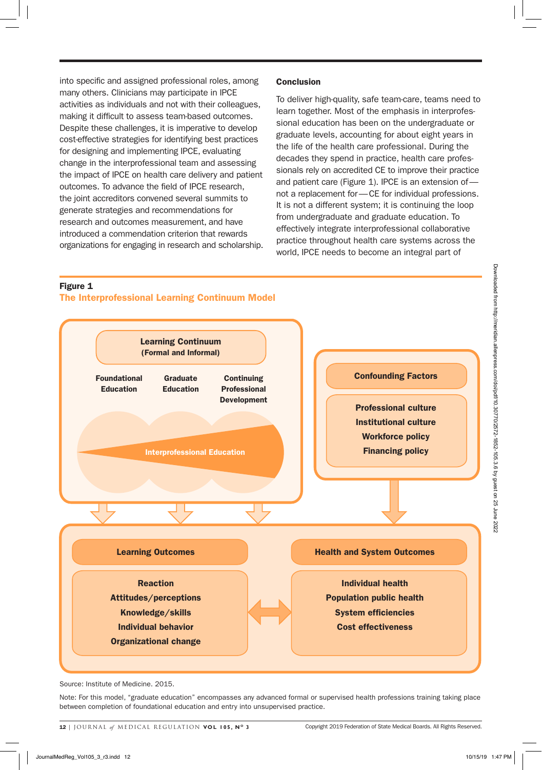into specific and assigned professional roles, among many others. Clinicians may participate in IPCE activities as individuals and not with their colleagues, making it difficult to assess team-based outcomes. Despite these challenges, it is imperative to develop cost-effective strategies for identifying best practices for designing and implementing IPCE, evaluating change in the interprofessional team and assessing the impact of IPCE on health care delivery and patient outcomes. To advance the field of IPCE research, the joint accreditors convened several summits to generate strategies and recommendations for research and outcomes measurement, and have introduced a commendation criterion that rewards organizations for engaging in research and scholarship.

## Conclusion

To deliver high-quality, safe team-care, teams need to learn together. Most of the emphasis in interprofessional education has been on the undergraduate or graduate levels, accounting for about eight years in the life of the health care professional. During the decades they spend in practice, health care professionals rely on accredited CE to improve their practice and patient care (Figure 1). IPCE is an extension of—not a replacement for—CE for individual professions. It is not a different system; it is continuing the loop from undergraduate and graduate education. To effectively integrate interprofessional collaborative practice throughout health care systems across the world, IPCE needs to become an integral part of

**Figure 1**

**The Interprofessional Learning Continuum Model**

Learning Continuum (Formal and Informal)

Foundational Education | Graduate Education | Continuing Professional Development

Interprofessional Education

Confounding Factors: Professional culture; Institutional culture; Workforce policy; Financing policy

Learning Outcomes: Reaction; Attitudes/perceptions; Knowledge/skills; Individual behavior; Organizational change

Health and System Outcomes: Individual health; Population public health; System efficiencies; Cost effectiveness

Source: Institute of Medicine. 2015.

Note: For this model, "graduate education" encompasses any advanced formal or supervised health professions training taking place between completion of foundational education and entry into unsupervised practice.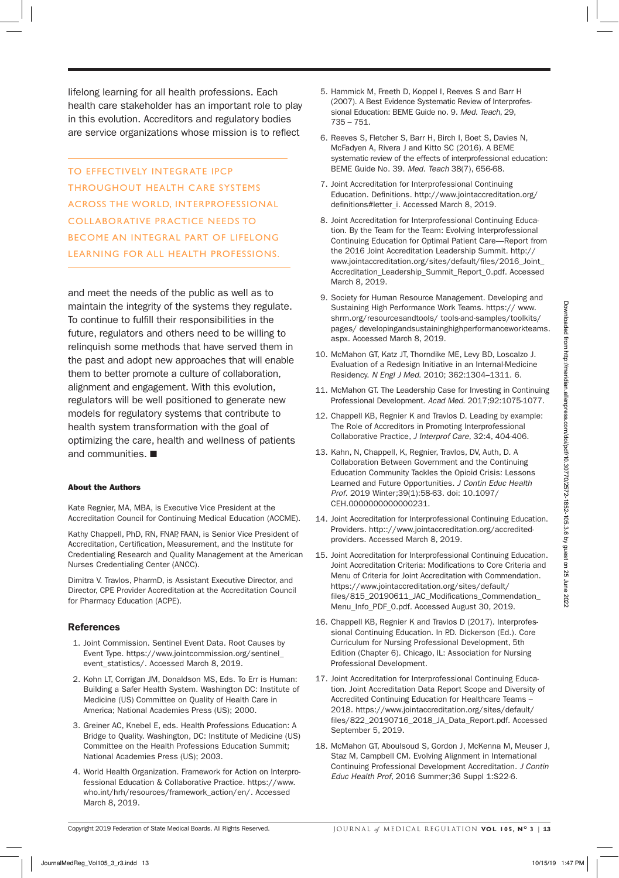lifelong learning for all health professions. Each health care stakeholder has an important role to play in this evolution. Accreditors and regulatory bodies are service organizations whose mission is to reflect

TO EFFECTIVELY INTEGRATE IPCP THROUGHOUT HEALTH CARE SYSTEMS ACROSS THE WORLD, INTERPROFESSIONAL COLLABORATIVE PRACTICE NEEDS TO BECOME AN INTEGRAL PART OF LIFELONG LEARNING FOR ALL HEALTH PROFESSIONS.

and meet the needs of the public as well as to maintain the integrity of the systems they regulate. To continue to fulfill their responsibilities in the future, regulators and others need to be willing to relinquish some methods that have served them in the past and adopt new approaches that will enable them to better promote a culture of collaboration, alignment and engagement. With this evolution, regulators will be well positioned to generate new models for regulatory systems that contribute to health system transformation with the goal of optimizing the care, health and wellness of patients and communities. ■

#### About the Authors

Kate Regnier, MA, MBA, is Executive Vice President at the Accreditation Council for Continuing Medical Education (ACCME).

Kathy Chappell, PhD, RN, FNAP, FAAN, is Senior Vice President of Accreditation, Certification, Measurement, and the Institute for Credentialing Research and Quality Management at the American Nurses Credentialing Center (ANCC).

Dimitra V. Travlos, PharmD, is Assistant Executive Director, and Director, CPE Provider Accreditation at the Accreditation Council for Pharmacy Education (ACPE).

### References

1. Joint Commission. Sentinel Event Data. Root Causes by Event Type. https://www.jointcommission.org/sentinel_event_statistics/. Accessed March 8, 2019.
2. Kohn LT, Corrigan JM, Donaldson MS, Eds. To Err is Human: Building a Safer Health System. Washington DC: Institute of Medicine (US) Committee on Quality of Health Care in America; National Academies Press (US); 2000.
3. Greiner AC, Knebel E, eds. Health Professions Education: A Bridge to Quality. Washington, DC: Institute of Medicine (US) Committee on the Health Professions Education Summit; National Academies Press (US); 2003.
4. World Health Organization. Framework for Action on Interprofessional Education & Collaborative Practice. https://www.who.int/hrh/resources/framework_action/en/. Accessed March 8, 2019.
5. Hammick M, Freeth D, Koppel I, Reeves S and Barr H (2007). A Best Evidence Systematic Review of Interprofessional Education: BEME Guide no. 9. *Med. Teach*, 29, 735 – 751.
6. Reeves S, Fletcher S, Barr H, Birch I, Boet S, Davies N, McFadyen A, Rivera J and Kitto SC (2016). A BEME systematic review of the effects of interprofessional education: BEME Guide No. 39. *Med. Teach* 38(7), 656-68.
7. Joint Accreditation for Interprofessional Continuing Education. Definitions. http://www.jointaccreditation.org/definitions#letter_i. Accessed March 8, 2019.
8. Joint Accreditation for Interprofessional Continuing Education. By the Team for the Team: Evolving Interprofessional Continuing Education for Optimal Patient Care—Report from the 2016 Joint Accreditation Leadership Summit. http://www.jointaccreditation.org/sites/default/files/2016_Joint_Accreditation_Leadership_Summit_Report_0.pdf. Accessed March 8, 2019.
9. Society for Human Resource Management. Developing and Sustaining High Performance Work Teams. https:// www.shrm.org/resourcesandtools/ tools-and-samples/toolkits/pages/ developingandsustaininghighperformanceworkteams.aspx. Accessed March 8, 2019.
10. McMahon GT, Katz JT, Thorndike ME, Levy BD, Loscalzo J. Evaluation of a Redesign Initiative in an Internal-Medicine Residency. *N Engl J Med*. 2010; 362:1304–1311. 6.
11. McMahon GT. The Leadership Case for Investing in Continuing Professional Development. *Acad Med*. 2017;92:1075-1077.
12. Chappell KB, Regnier K and Travlos D. Leading by example: The Role of Accreditors in Promoting Interprofessional Collaborative Practice, *J Interprof Care*, 32:4, 404-406.
13. Kahn, N, Chappell, K, Regnier, Travlos, DV, Auth, D. A Collaboration Between Government and the Continuing Education Community Tackles the Opioid Crisis: Lessons Learned and Future Opportunities. *J Contin Educ Health Prof*. 2019 Winter;39(1):58-63. doi: 10.1097/CEH.0000000000000231.
14. Joint Accreditation for Interprofessional Continuing Education. Providers. http:://www.jointaccreditation.org/accredited-providers. Accessed March 8, 2019.
15. Joint Accreditation for Interprofessional Continuing Education. Joint Accreditation Criteria: Modifications to Core Criteria and Menu of Criteria for Joint Accreditation with Commendation. https://www.jointaccreditation.org/sites/default/files/815_20190611_JAC_Modifications_Commendation_Menu_Info_PDF_0.pdf. Accessed August 30, 2019.
16. Chappell KB, Regnier K and Travlos D (2017). Interprofessional Continuing Education. In P.D. Dickerson (Ed.). Core Curriculum for Nursing Professional Development, 5th Edition (Chapter 6). Chicago, IL: Association for Nursing Professional Development.
17. Joint Accreditation for Interprofessional Continuing Education. Joint Accreditation Data Report Scope and Diversity of Accredited Continuing Education for Healthcare Teams – 2018. https://www.jointaccreditation.org/sites/default/files/822_20190716_2018_JA_Data_Report.pdf. Accessed September 5, 2019.
18. McMahon GT, Aboulsoud S, Gordon J, McKenna M, Meuser J, Staz M, Campbell CM. Evolving Alignment in International Continuing Professional Development Accreditation. *J Contin Educ Health Prof*, 2016 Summer;36 Suppl 1:S22-6.